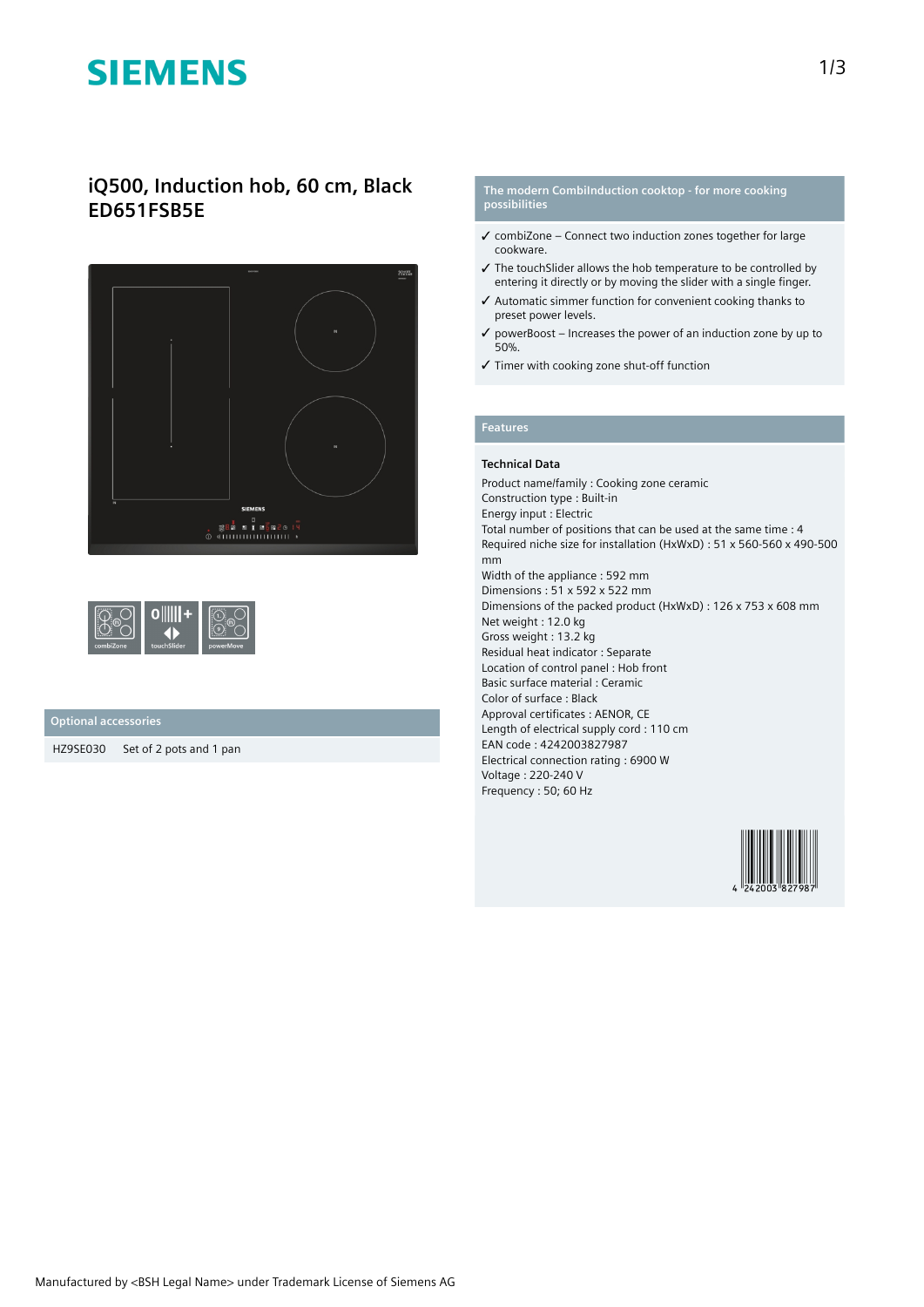# SIEMENS

## iQ500, Induction hob, 60 cm, Black
## ED651FSB5E

combiZone touchSlider powerMove

### Optional accessories

| | |
|---|---|
| HZ9SE030 | Set of 2 pots and 1 pan |

### The modern CombiInduction cooktop - for more cooking possibilities

- ✓ combiZone – Connect two induction zones together for large cookware.
- ✓ The touchSlider allows the hob temperature to be controlled by entering it directly or by moving the slider with a single finger.
- ✓ Automatic simmer function for convenient cooking thanks to preset power levels.
- ✓ powerBoost – Increases the power of an induction zone by up to 50%.
- ✓ Timer with cooking zone shut-off function

### Features

**Technical Data**

Product name/family : Cooking zone ceramic
Construction type : Built-in
Energy input : Electric
Total number of positions that can be used at the same time : 4
Required niche size for installation (HxWxD) : 51 x 560-560 x 490-500 mm
Width of the appliance : 592 mm
Dimensions : 51 x 592 x 522 mm
Dimensions of the packed product (HxWxD) : 126 x 753 x 608 mm
Net weight : 12.0 kg
Gross weight : 13.2 kg
Residual heat indicator : Separate
Location of control panel : Hob front
Basic surface material : Ceramic
Color of surface : Black
Approval certificates : AENOR, CE
Length of electrical supply cord : 110 cm
EAN code : 4242003827987
Electrical connection rating : 6900 W
Voltage : 220-240 V
Frequency : 50; 60 Hz

4 242003 827987

Manufactured by <BSH Legal Name> under Trademark License of Siemens AG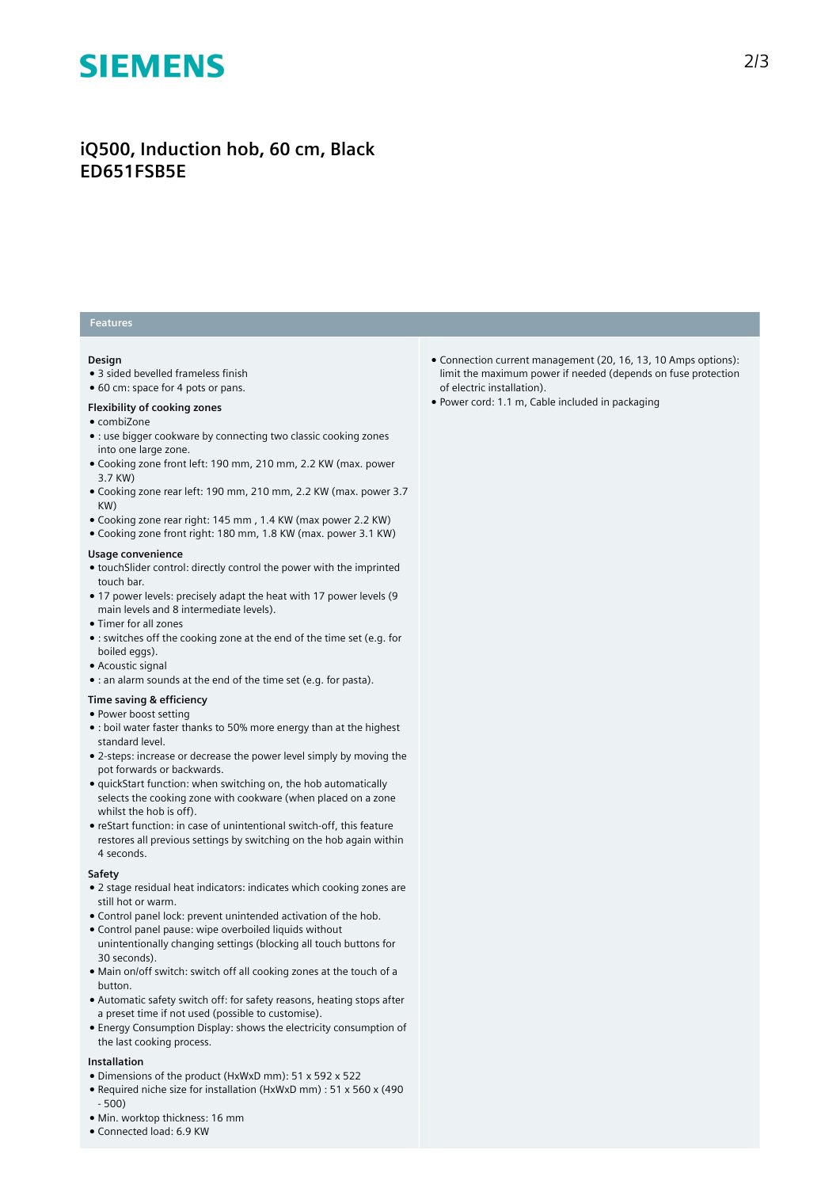# iQ500, Induction hob, 60 cm, Black
# ED651FSB5E

## Features

### Design

- 3 sided bevelled frameless finish
- 60 cm: space for 4 pots or pans.

### Flexibility of cooking zones

- combiZone
- : use bigger cookware by connecting two classic cooking zones into one large zone.
- Cooking zone front left: 190 mm, 210 mm, 2.2 KW (max. power 3.7 KW)
- Cooking zone rear left: 190 mm, 210 mm, 2.2 KW (max. power 3.7 KW)
- Cooking zone rear right: 145 mm , 1.4 KW (max power 2.2 KW)
- Cooking zone front right: 180 mm, 1.8 KW (max. power 3.1 KW)

### Usage convenience

- touchSlider control: directly control the power with the imprinted touch bar.
- 17 power levels: precisely adapt the heat with 17 power levels (9 main levels and 8 intermediate levels).
- Timer for all zones
- : switches off the cooking zone at the end of the time set (e.g. for boiled eggs).
- Acoustic signal
- : an alarm sounds at the end of the time set (e.g. for pasta).

### Time saving & efficiency

- Power boost setting
- : boil water faster thanks to 50% more energy than at the highest standard level.
- 2-steps: increase or decrease the power level simply by moving the pot forwards or backwards.
- quickStart function: when switching on, the hob automatically selects the cooking zone with cookware (when placed on a zone whilst the hob is off).
- reStart function: in case of unintentional switch-off, this feature restores all previous settings by switching on the hob again within 4 seconds.

### Safety

- 2 stage residual heat indicators: indicates which cooking zones are still hot or warm.
- Control panel lock: prevent unintended activation of the hob.
- Control panel pause: wipe overboiled liquids without unintentionally changing settings (blocking all touch buttons for 30 seconds).
- Main on/off switch: switch off all cooking zones at the touch of a button.
- Automatic safety switch off: for safety reasons, heating stops after a preset time if not used (possible to customise).
- Energy Consumption Display: shows the electricity consumption of the last cooking process.

### Installation

- Dimensions of the product (HxWxD mm): 51 x 592 x 522
- Required niche size for installation (HxWxD mm) : 51 x 560 x (490 - 500)
- Min. worktop thickness: 16 mm
- Connected load: 6.9 KW
- Connection current management (20, 16, 13, 10 Amps options): limit the maximum power if needed (depends on fuse protection of electric installation).
- Power cord: 1.1 m, Cable included in packaging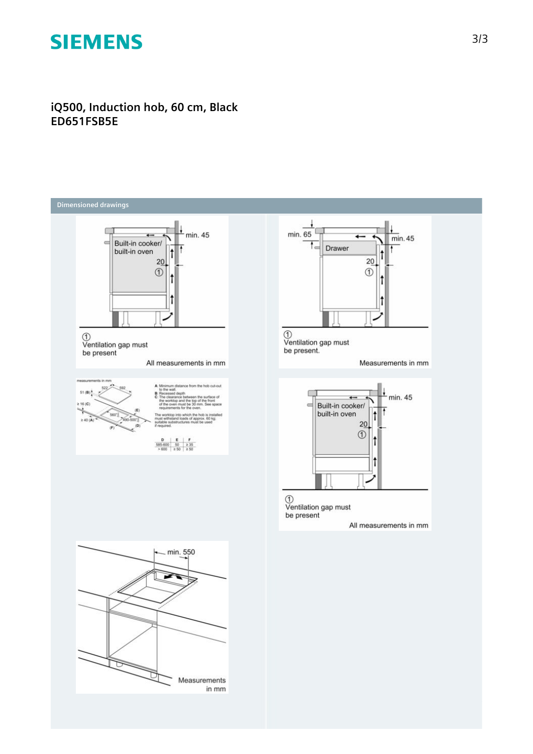## iQ500, Induction hob, 60 cm, Black
## ED651FSB5E

### Dimensioned drawings

min. 45

Built-in cooker/ built-in oven

20

①

① Ventilation gap must be present

All measurements in mm

min. 65

min. 45

Drawer

20

①

① Ventilation gap must be present.

Measurements in mm

measurements in mm

51 (B)

522

592

≥ 16 (C)

560

490-500

≥ 40 (A)

(E)

(D)

(F)

A: Minimum distance from the hob cut-out to the wall.
B: Recessed depth
C: The clearance between the surface of the worktop and the top of the front of the oven must be 30 mm. See space requirements for the oven.

The worktop into which the hob is installed must withstand loads of approx. 60 kg; suitable substructures must be used if required.

| D | E | F |
|---|---|---|
| 585-600 | 50 | ≥ 35 |
| > 600 | ≥ 50 | ≥ 50 |

min. 45

Built-in cooker/ built-in oven

20

①

① Ventilation gap must be present

All measurements in mm

min. 550

Measurements in mm